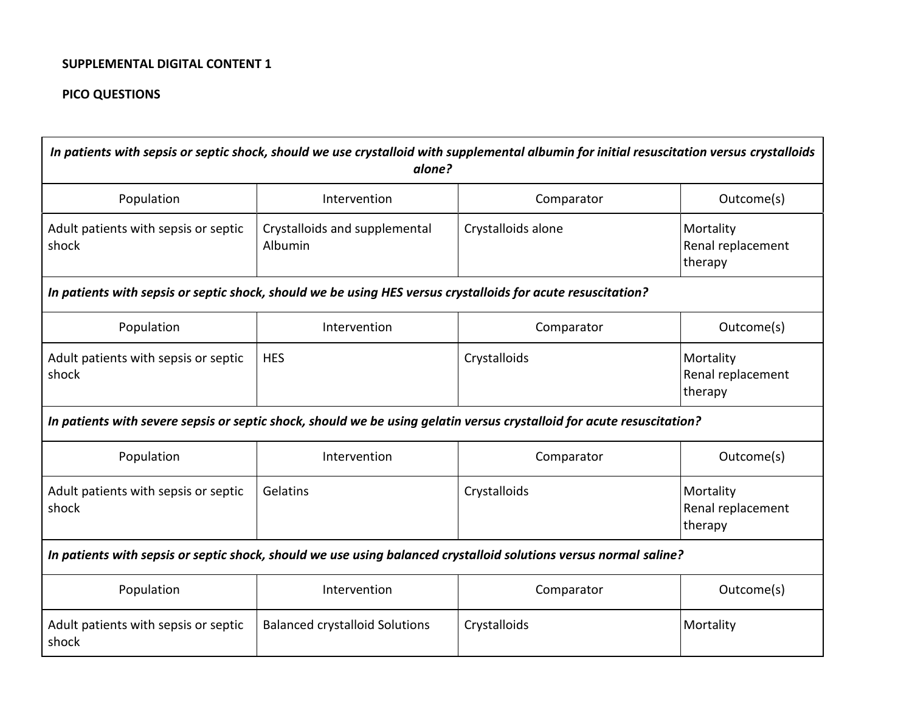**SUPPLEMENTAL DIGITAL CONTENT 1**

**PICO QUESTIONS**

| ***In patients with sepsis or septic shock, should we use crystalloid with supplemental albumin for initial resuscitation versus crystalloids alone?*** | | | |
|---|---|---|---|
| Population | Intervention | Comparator | Outcome(s) |
| Adult patients with sepsis or septic shock | Crystalloids and supplemental Albumin | Crystalloids alone | Mortality<br>Renal replacement therapy |

| ***In patients with sepsis or septic shock, should we be using HES versus crystalloids for acute resuscitation?*** | | | |
|---|---|---|---|
| Population | Intervention | Comparator | Outcome(s) |
| Adult patients with sepsis or septic shock | HES | Crystalloids | Mortality<br>Renal replacement therapy |

| ***In patients with severe sepsis or septic shock, should we be using gelatin versus crystalloid for acute resuscitation?*** | | | |
|---|---|---|---|
| Population | Intervention | Comparator | Outcome(s) |
| Adult patients with sepsis or septic shock | Gelatins | Crystalloids | Mortality<br>Renal replacement therapy |

| ***In patients with sepsis or septic shock, should we use using balanced crystalloid solutions versus normal saline?*** | | | |
|---|---|---|---|
| Population | Intervention | Comparator | Outcome(s) |
| Adult patients with sepsis or septic shock | Balanced crystalloid Solutions | Crystalloids | Mortality |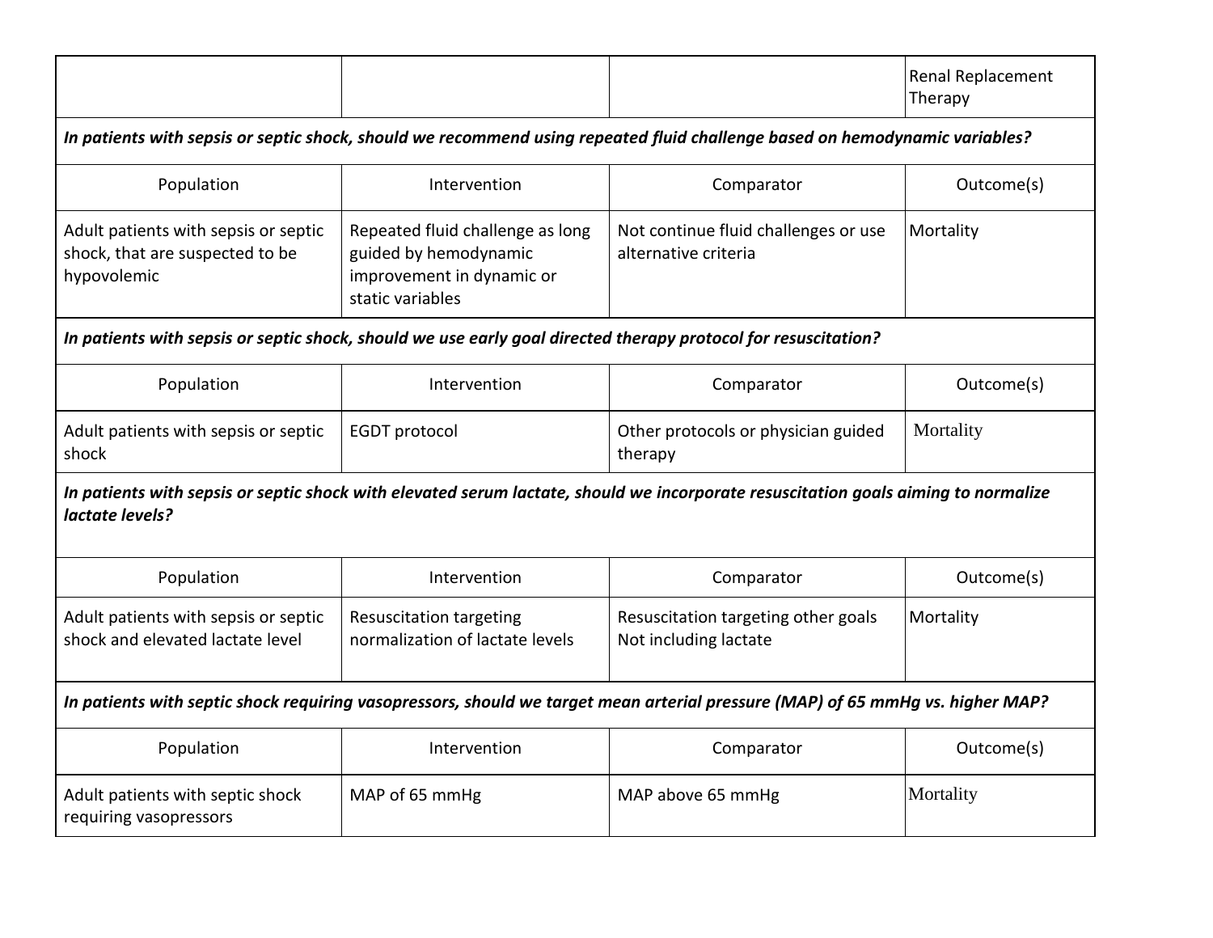| | | | |
|---|---|---|---|
| | | | Renal Replacement Therapy |
| ***In patients with sepsis or septic shock, should we recommend using repeated fluid challenge based on hemodynamic variables?*** | | | |
| Population | Intervention | Comparator | Outcome(s) |
| Adult patients with sepsis or septic shock, that are suspected to be hypovolemic | Repeated fluid challenge as long guided by hemodynamic improvement in dynamic or static variables | Not continue fluid challenges or use alternative criteria | Mortality |
| ***In patients with sepsis or septic shock, should we use early goal directed therapy protocol for resuscitation?*** | | | |
| Population | Intervention | Comparator | Outcome(s) |
| Adult patients with sepsis or septic shock | EGDT protocol | Other protocols or physician guided therapy | Mortality |
| ***In patients with sepsis or septic shock with elevated serum lactate, should we incorporate resuscitation goals aiming to normalize lactate levels?*** | | | |
| Population | Intervention | Comparator | Outcome(s) |
| Adult patients with sepsis or septic shock and elevated lactate level | Resuscitation targeting normalization of lactate levels | Resuscitation targeting other goals Not including lactate | Mortality |
| ***In patients with septic shock requiring vasopressors, should we target mean arterial pressure (MAP) of 65 mmHg vs. higher MAP?*** | | | |
| Population | Intervention | Comparator | Outcome(s) |
| Adult patients with septic shock requiring vasopressors | MAP of 65 mmHg | MAP above 65 mmHg | Mortality |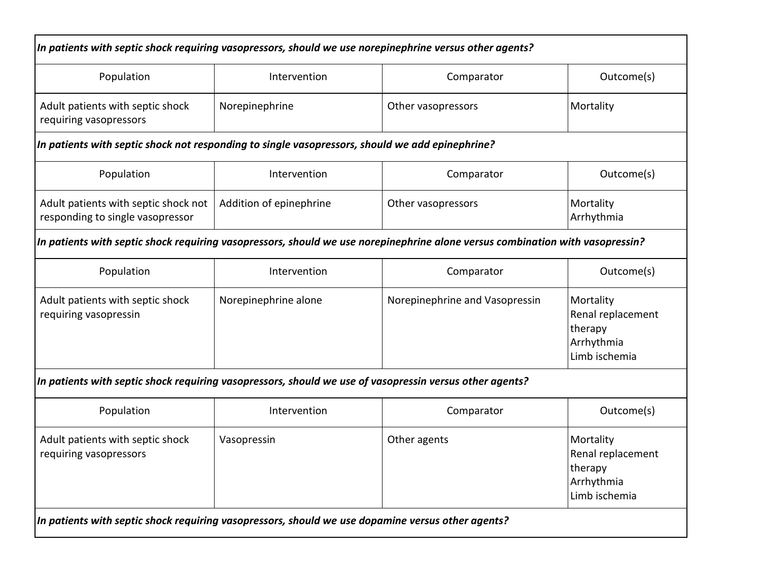***In patients with septic shock requiring vasopressors, should we use norepinephrine versus other agents?***

| Population | Intervention | Comparator | Outcome(s) |
|---|---|---|---|
| Adult patients with septic shock requiring vasopressors | Norepinephrine | Other vasopressors | Mortality |

***In patients with septic shock not responding to single vasopressors, should we add epinephrine?***

| Population | Intervention | Comparator | Outcome(s) |
|---|---|---|---|
| Adult patients with septic shock not responding to single vasopressor | Addition of epinephrine | Other vasopressors | Mortality<br>Arrhythmia |

***In patients with septic shock requiring vasopressors, should we use norepinephrine alone versus combination with vasopressin?***

| Population | Intervention | Comparator | Outcome(s) |
|---|---|---|---|
| Adult patients with septic shock requiring vasopressin | Norepinephrine alone | Norepinephrine and Vasopressin | Mortality<br>Renal replacement therapy<br>Arrhythmia<br>Limb ischemia |

***In patients with septic shock requiring vasopressors, should we use of vasopressin versus other agents?***

| Population | Intervention | Comparator | Outcome(s) |
|---|---|---|---|
| Adult patients with septic shock requiring vasopressors | Vasopressin | Other agents | Mortality<br>Renal replacement therapy<br>Arrhythmia<br>Limb ischemia |

***In patients with septic shock requiring vasopressors, should we use dopamine versus other agents?***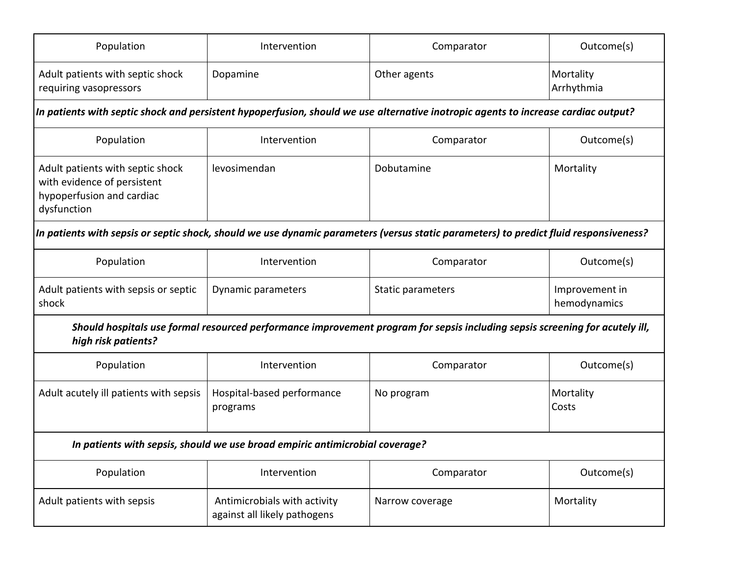| Population | Intervention | Comparator | Outcome(s) |
|---|---|---|---|
| Adult patients with septic shock requiring vasopressors | Dopamine | Other agents | Mortality<br>Arrhythmia |

***In patients with septic shock and persistent hypoperfusion, should we use alternative inotropic agents to increase cardiac output?***

| Population | Intervention | Comparator | Outcome(s) |
|---|---|---|---|
| Adult patients with septic shock with evidence of persistent hypoperfusion and cardiac dysfunction | levosimendan | Dobutamine | Mortality |

***In patients with sepsis or septic shock, should we use dynamic parameters (versus static parameters) to predict fluid responsiveness?***

| Population | Intervention | Comparator | Outcome(s) |
|---|---|---|---|
| Adult patients with sepsis or septic shock | Dynamic parameters | Static parameters | Improvement in hemodynamics |

***Should hospitals use formal resourced performance improvement program for sepsis including sepsis screening for acutely ill, high risk patients?***

| Population | Intervention | Comparator | Outcome(s) |
|---|---|---|---|
| Adult acutely ill patients with sepsis | Hospital-based performance programs | No program | Mortality<br>Costs |

***In patients with sepsis, should we use broad empiric antimicrobial coverage?***

| Population | Intervention | Comparator | Outcome(s) |
|---|---|---|---|
| Adult patients with sepsis | Antimicrobials with activity against all likely pathogens | Narrow coverage | Mortality |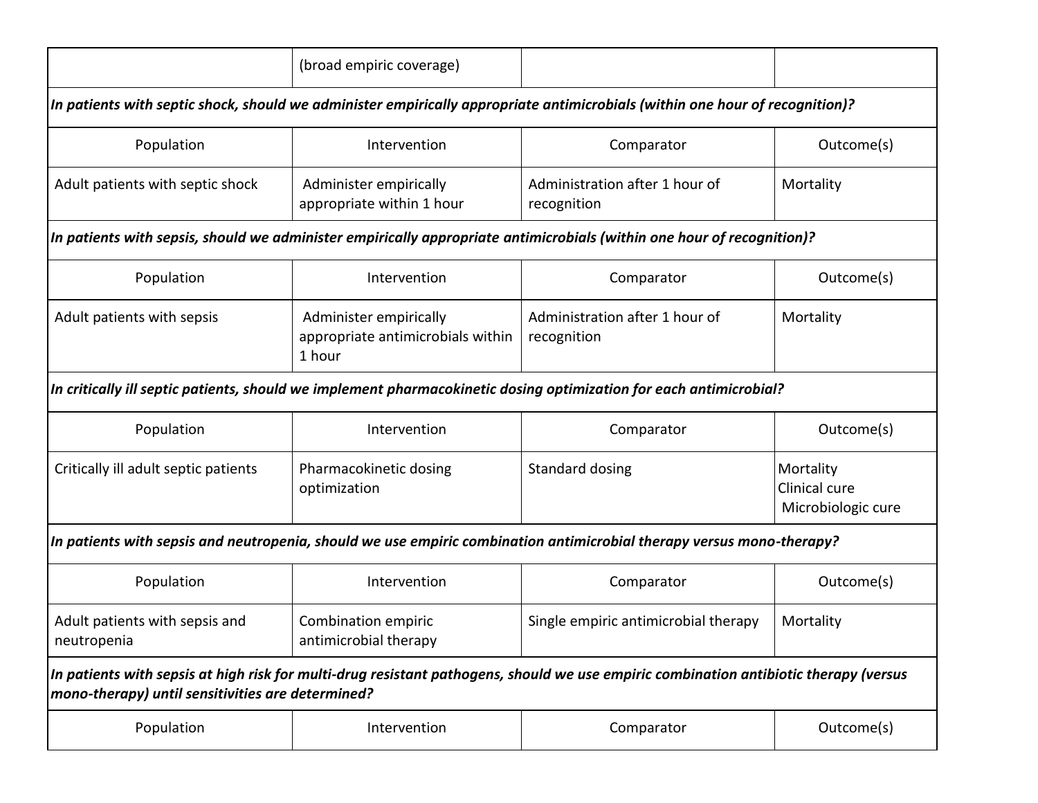| | | | |
|---|---|---|---|
| | (broad empiric coverage) | | |

***In patients with septic shock, should we administer empirically appropriate antimicrobials (within one hour of recognition)?***

| Population | Intervention | Comparator | Outcome(s) |
|---|---|---|---|
| Adult patients with septic shock | Administer empirically appropriate within 1 hour | Administration after 1 hour of recognition | Mortality |

***In patients with sepsis, should we administer empirically appropriate antimicrobials (within one hour of recognition)?***

| Population | Intervention | Comparator | Outcome(s) |
|---|---|---|---|
| Adult patients with sepsis | Administer empirically appropriate antimicrobials within 1 hour | Administration after 1 hour of recognition | Mortality |

***In critically ill septic patients, should we implement pharmacokinetic dosing optimization for each antimicrobial?***

| Population | Intervention | Comparator | Outcome(s) |
|---|---|---|---|
| Critically ill adult septic patients | Pharmacokinetic dosing optimization | Standard dosing | Mortality<br>Clinical cure<br>Microbiologic cure |

***In patients with sepsis and neutropenia, should we use empiric combination antimicrobial therapy versus mono-therapy?***

| Population | Intervention | Comparator | Outcome(s) |
|---|---|---|---|
| Adult patients with sepsis and neutropenia | Combination empiric antimicrobial therapy | Single empiric antimicrobial therapy | Mortality |

***In patients with sepsis at high risk for multi-drug resistant pathogens, should we use empiric combination antibiotic therapy (versus mono-therapy) until sensitivities are determined?***

| Population | Intervention | Comparator | Outcome(s) |
|---|---|---|---|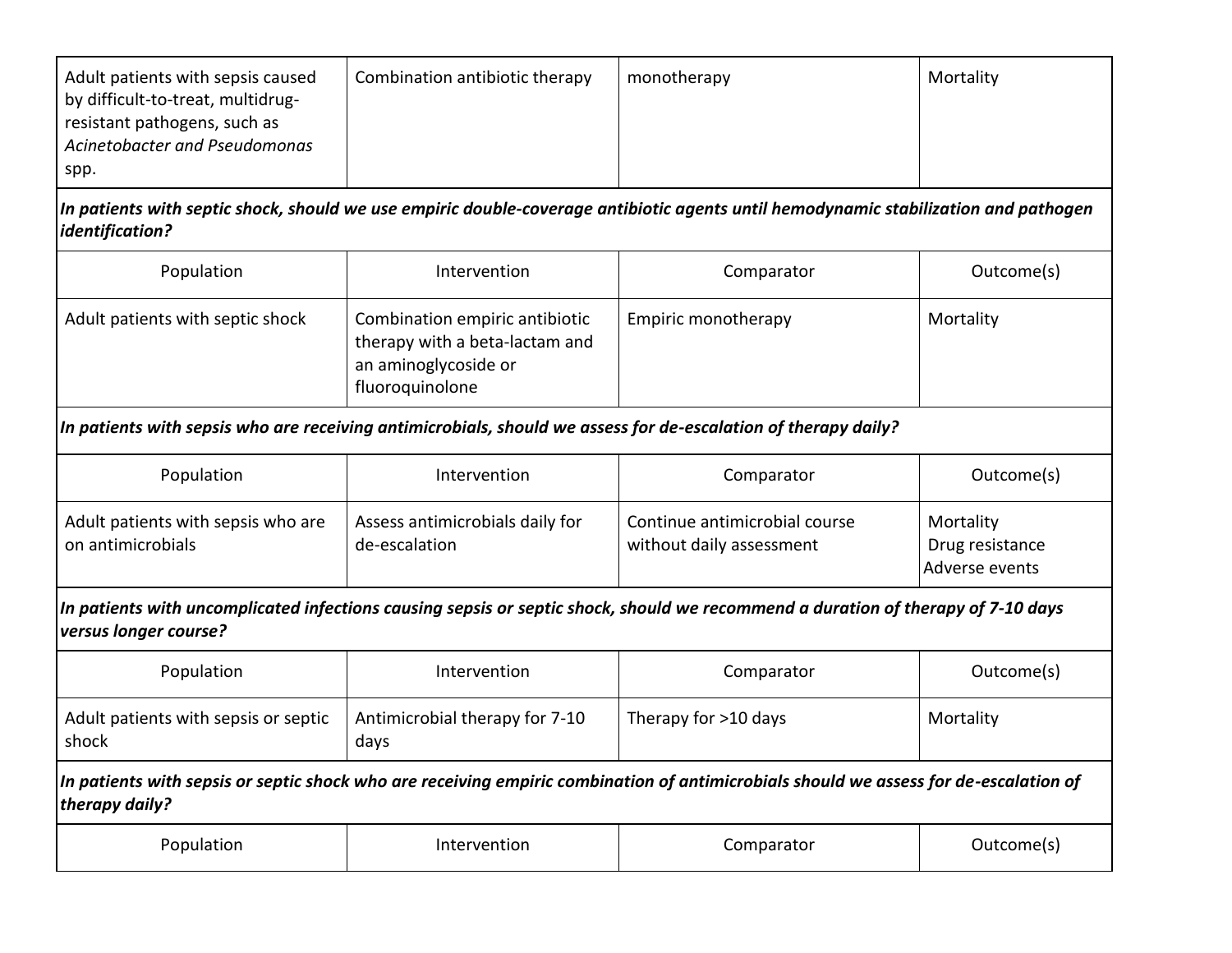| | | | |
|---|---|---|---|
| Adult patients with sepsis caused by difficult-to-treat, multidrug-resistant pathogens, such as *Acinetobacter and Pseudomonas* spp. | Combination antibiotic therapy | monotherapy | Mortality |

***In patients with septic shock, should we use empiric double-coverage antibiotic agents until hemodynamic stabilization and pathogen identification?***

| Population | Intervention | Comparator | Outcome(s) |
|---|---|---|---|
| Adult patients with septic shock | Combination empiric antibiotic therapy with a beta-lactam and an aminoglycoside or fluoroquinolone | Empiric monotherapy | Mortality |

***In patients with sepsis who are receiving antimicrobials, should we assess for de-escalation of therapy daily?***

| Population | Intervention | Comparator | Outcome(s) |
|---|---|---|---|
| Adult patients with sepsis who are on antimicrobials | Assess antimicrobials daily for de-escalation | Continue antimicrobial course without daily assessment | Mortality<br>Drug resistance<br>Adverse events |

***In patients with uncomplicated infections causing sepsis or septic shock, should we recommend a duration of therapy of 7-10 days versus longer course?***

| Population | Intervention | Comparator | Outcome(s) |
|---|---|---|---|
| Adult patients with sepsis or septic shock | Antimicrobial therapy for 7-10 days | Therapy for >10 days | Mortality |

***In patients with sepsis or septic shock who are receiving empiric combination of antimicrobials should we assess for de-escalation of therapy daily?***

| Population | Intervention | Comparator | Outcome(s) |
|---|---|---|---|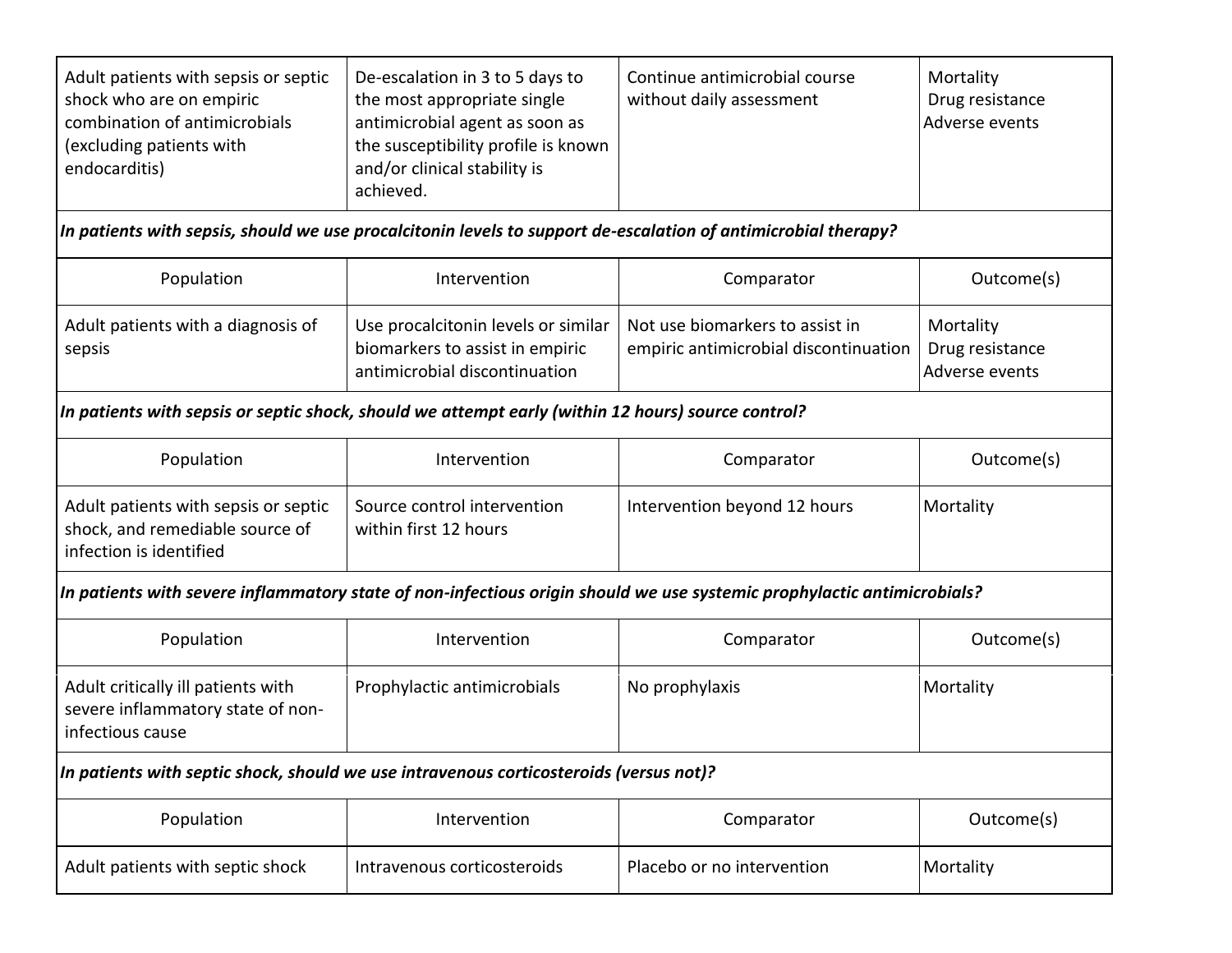| | | | |
|---|---|---|---|
| Adult patients with sepsis or septic shock who are on empiric combination of antimicrobials (excluding patients with endocarditis) | De-escalation in 3 to 5 days to the most appropriate single antimicrobial agent as soon as the susceptibility profile is known and/or clinical stability is achieved. | Continue antimicrobial course without daily assessment | Mortality<br>Drug resistance<br>Adverse events |

***In patients with sepsis, should we use procalcitonin levels to support de-escalation of antimicrobial therapy?***

| Population | Intervention | Comparator | Outcome(s) |
|---|---|---|---|
| Adult patients with a diagnosis of sepsis | Use procalcitonin levels or similar biomarkers to assist in empiric antimicrobial discontinuation | Not use biomarkers to assist in empiric antimicrobial discontinuation | Mortality<br>Drug resistance<br>Adverse events |

***In patients with sepsis or septic shock, should we attempt early (within 12 hours) source control?***

| Population | Intervention | Comparator | Outcome(s) |
|---|---|---|---|
| Adult patients with sepsis or septic shock, and remediable source of infection is identified | Source control intervention within first 12 hours | Intervention beyond 12 hours | Mortality |

***In patients with severe inflammatory state of non-infectious origin should we use systemic prophylactic antimicrobials?***

| Population | Intervention | Comparator | Outcome(s) |
|---|---|---|---|
| Adult critically ill patients with severe inflammatory state of non-infectious cause | Prophylactic antimicrobials | No prophylaxis | Mortality |

***In patients with septic shock, should we use intravenous corticosteroids (versus not)?***

| Population | Intervention | Comparator | Outcome(s) |
|---|---|---|---|
| Adult patients with septic shock | Intravenous corticosteroids | Placebo or no intervention | Mortality |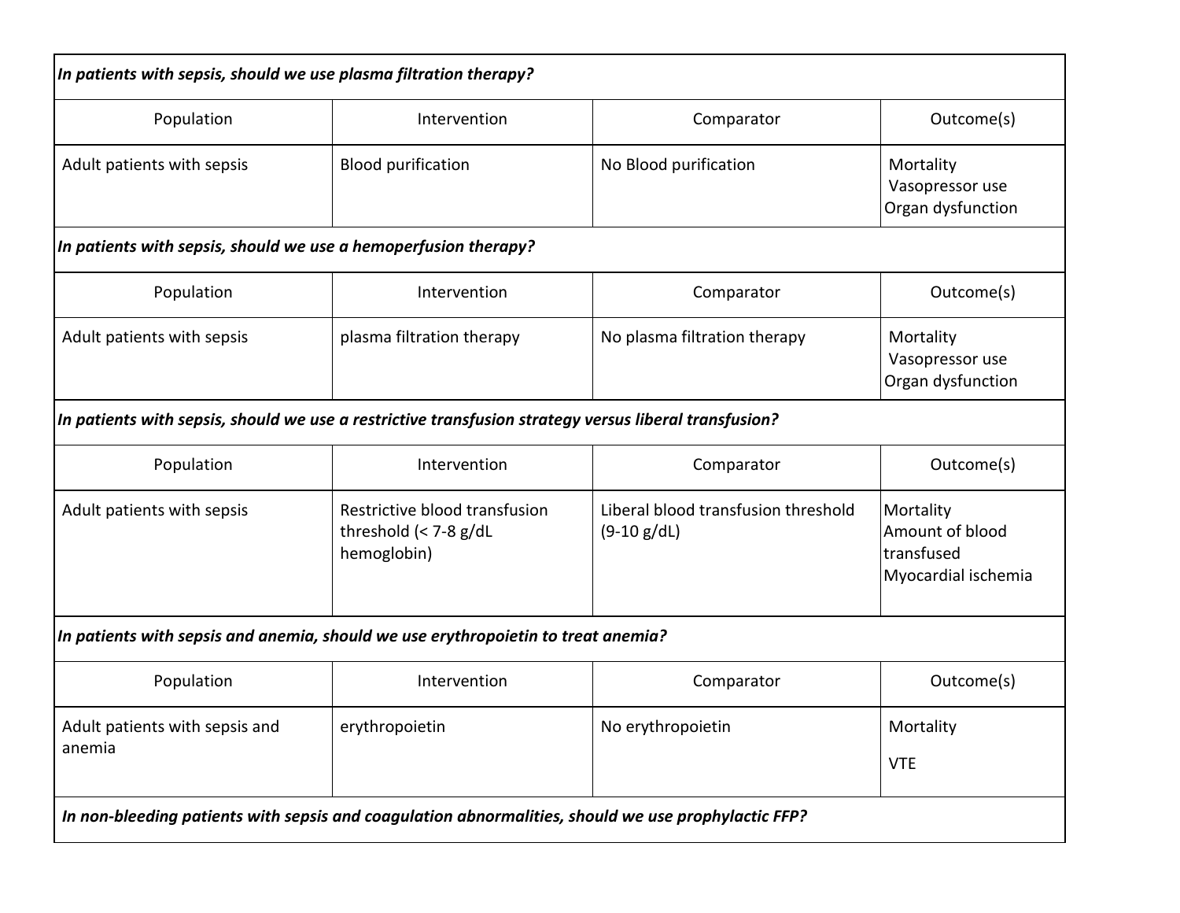***In patients with sepsis, should we use plasma filtration therapy?***

| Population | Intervention | Comparator | Outcome(s) |
|---|---|---|---|
| Adult patients with sepsis | Blood purification | No Blood purification | Mortality<br>Vasopressor use<br>Organ dysfunction |

***In patients with sepsis, should we use a hemoperfusion therapy?***

| Population | Intervention | Comparator | Outcome(s) |
|---|---|---|---|
| Adult patients with sepsis | plasma filtration therapy | No plasma filtration therapy | Mortality<br>Vasopressor use<br>Organ dysfunction |

***In patients with sepsis, should we use a restrictive transfusion strategy versus liberal transfusion?***

| Population | Intervention | Comparator | Outcome(s) |
|---|---|---|---|
| Adult patients with sepsis | Restrictive blood transfusion threshold (< 7-8 g/dL hemoglobin) | Liberal blood transfusion threshold (9-10 g/dL) | Mortality<br>Amount of blood transfused<br>Myocardial ischemia |

***In patients with sepsis and anemia, should we use erythropoietin to treat anemia?***

| Population | Intervention | Comparator | Outcome(s) |
|---|---|---|---|
| Adult patients with sepsis and anemia | erythropoietin | No erythropoietin | Mortality<br>VTE |

***In non-bleeding patients with sepsis and coagulation abnormalities, should we use prophylactic FFP?***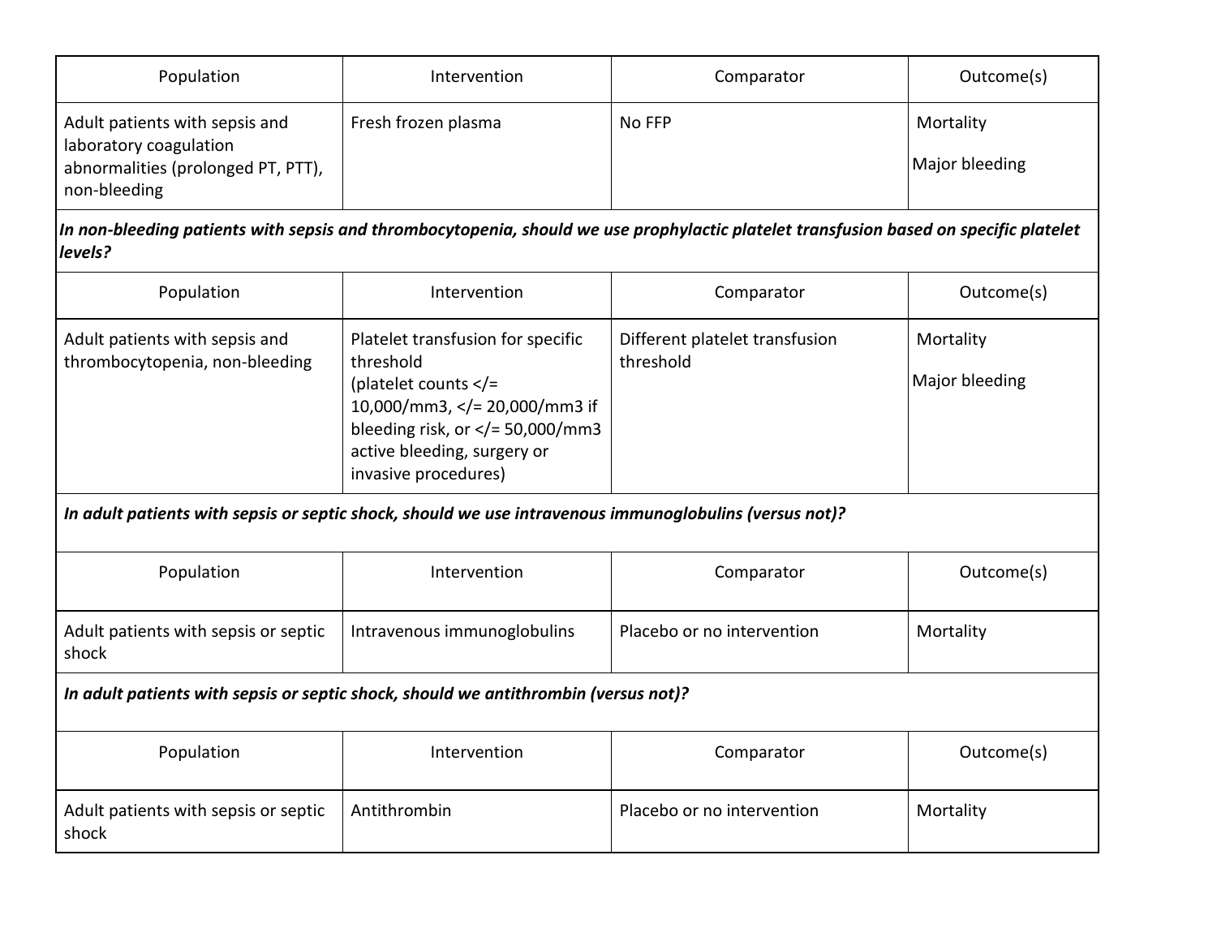| Population | Intervention | Comparator | Outcome(s) |
|---|---|---|---|
| Adult patients with sepsis and laboratory coagulation abnormalities (prolonged PT, PTT), non-bleeding | Fresh frozen plasma | No FFP | Mortality<br><br>Major bleeding |

***In non-bleeding patients with sepsis and thrombocytopenia, should we use prophylactic platelet transfusion based on specific platelet levels?***

| Population | Intervention | Comparator | Outcome(s) |
|---|---|---|---|
| Adult patients with sepsis and thrombocytopenia, non-bleeding | Platelet transfusion for specific threshold (platelet counts </= 10,000/mm3, </= 20,000/mm3 if bleeding risk, or </= 50,000/mm3 active bleeding, surgery or invasive procedures) | Different platelet transfusion threshold | Mortality<br><br>Major bleeding |

***In adult patients with sepsis or septic shock, should we use intravenous immunoglobulins (versus not)?***

| Population | Intervention | Comparator | Outcome(s) |
|---|---|---|---|
| Adult patients with sepsis or septic shock | Intravenous immunoglobulins | Placebo or no intervention | Mortality |

***In adult patients with sepsis or septic shock, should we antithrombin (versus not)?***

| Population | Intervention | Comparator | Outcome(s) |
|---|---|---|---|
| Adult patients with sepsis or septic shock | Antithrombin | Placebo or no intervention | Mortality |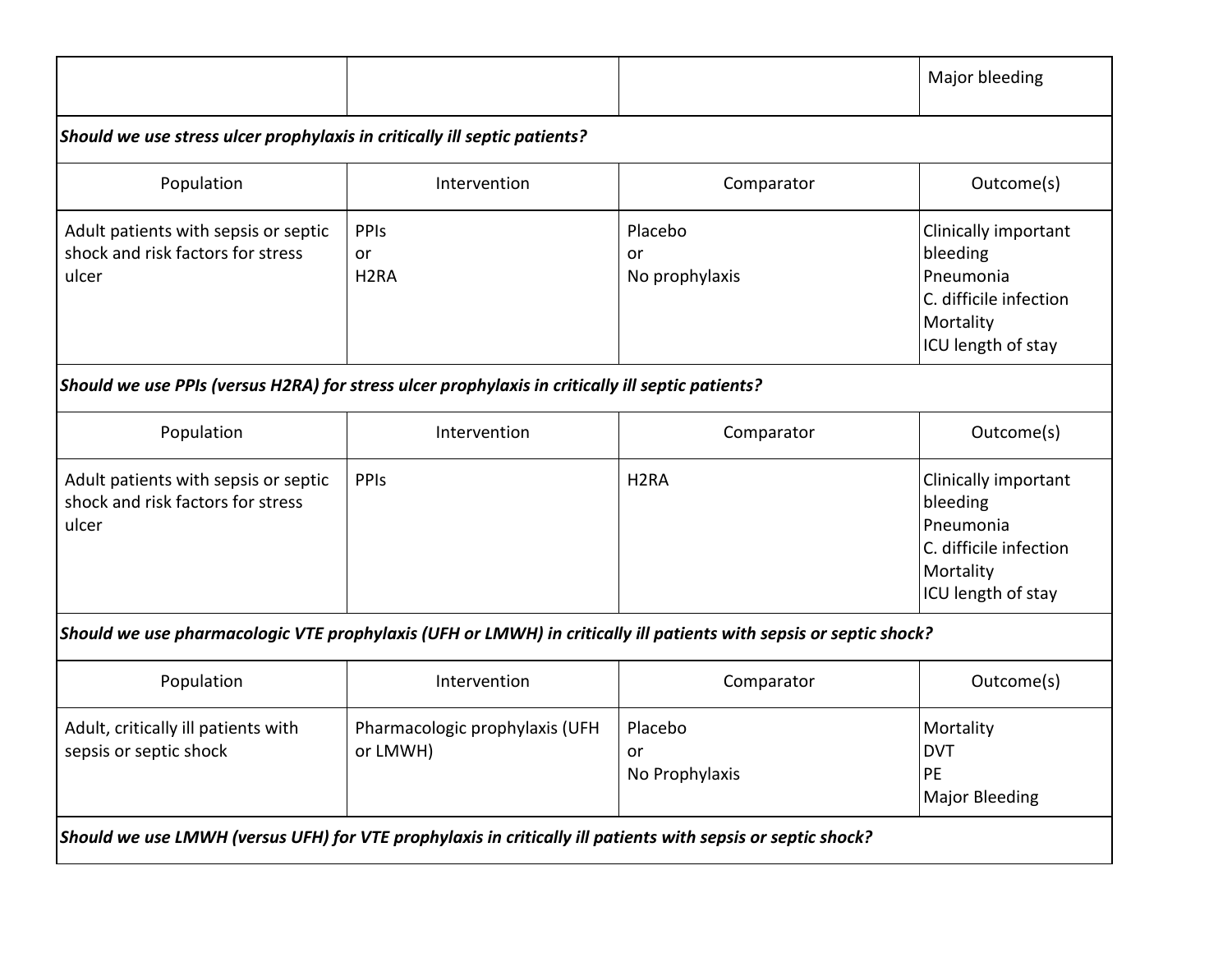| | | | |
|---|---|---|---|
| | | | Major bleeding |

***Should we use stress ulcer prophylaxis in critically ill septic patients?***

| Population | Intervention | Comparator | Outcome(s) |
|---|---|---|---|
| Adult patients with sepsis or septic shock and risk factors for stress ulcer | PPIs<br>or<br>H2RA | Placebo<br>or<br>No prophylaxis | Clinically important bleeding<br>Pneumonia<br>C. difficile infection<br>Mortality<br>ICU length of stay |

***Should we use PPIs (versus H2RA) for stress ulcer prophylaxis in critically ill septic patients?***

| Population | Intervention | Comparator | Outcome(s) |
|---|---|---|---|
| Adult patients with sepsis or septic shock and risk factors for stress ulcer | PPIs | H2RA | Clinically important bleeding<br>Pneumonia<br>C. difficile infection<br>Mortality<br>ICU length of stay |

***Should we use pharmacologic VTE prophylaxis (UFH or LMWH) in critically ill patients with sepsis or septic shock?***

| Population | Intervention | Comparator | Outcome(s) |
|---|---|---|---|
| Adult, critically ill patients with sepsis or septic shock | Pharmacologic prophylaxis (UFH or LMWH) | Placebo<br>or<br>No Prophylaxis | Mortality<br>DVT<br>PE<br>Major Bleeding |

***Should we use LMWH (versus UFH) for VTE prophylaxis in critically ill patients with sepsis or septic shock?***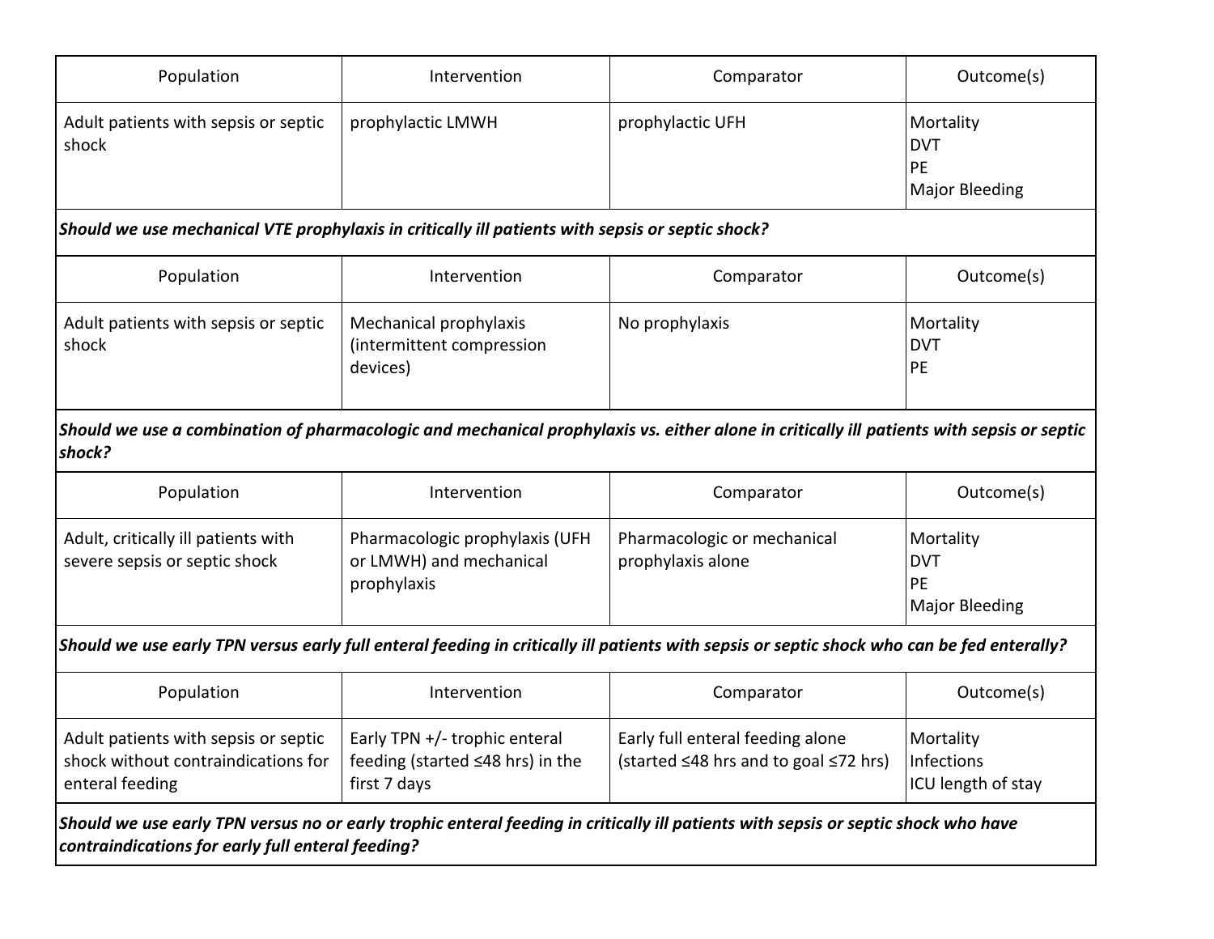| Population | Intervention | Comparator | Outcome(s) |
| --- | --- | --- | --- |
| Adult patients with sepsis or septic shock | prophylactic LMWH | prophylactic UFH | Mortality<br>DVT<br>PE<br>Major Bleeding |

***Should we use mechanical VTE prophylaxis in critically ill patients with sepsis or septic shock?***

| Population | Intervention | Comparator | Outcome(s) |
| --- | --- | --- | --- |
| Adult patients with sepsis or septic shock | Mechanical prophylaxis (intermittent compression devices) | No prophylaxis | Mortality<br>DVT<br>PE |

***Should we use a combination of pharmacologic and mechanical prophylaxis vs. either alone in critically ill patients with sepsis or septic shock?***

| Population | Intervention | Comparator | Outcome(s) |
| --- | --- | --- | --- |
| Adult, critically ill patients with severe sepsis or septic shock | Pharmacologic prophylaxis (UFH or LMWH) and mechanical prophylaxis | Pharmacologic or mechanical prophylaxis alone | Mortality<br>DVT<br>PE<br>Major Bleeding |

***Should we use early TPN versus early full enteral feeding in critically ill patients with sepsis or septic shock who can be fed enterally?***

| Population | Intervention | Comparator | Outcome(s) |
| --- | --- | --- | --- |
| Adult patients with sepsis or septic shock without contraindications for enteral feeding | Early TPN +/- trophic enteral feeding (started ≤48 hrs) in the first 7 days | Early full enteral feeding alone (started ≤48 hrs and to goal ≤72 hrs) | Mortality<br>Infections<br>ICU length of stay |

***Should we use early TPN versus no or early trophic enteral feeding in critically ill patients with sepsis or septic shock who have contraindications for early full enteral feeding?***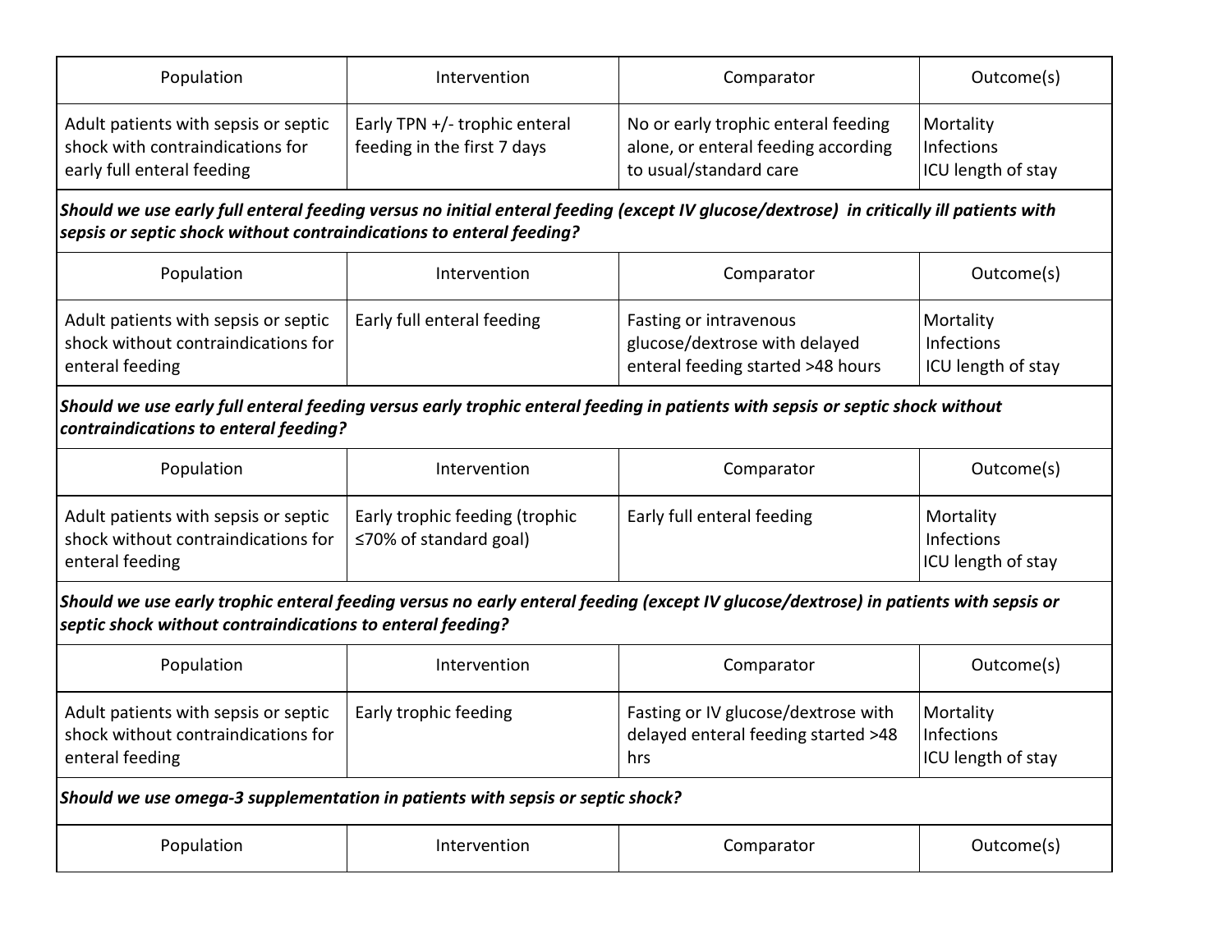| Population | Intervention | Comparator | Outcome(s) |
| --- | --- | --- | --- |
| Adult patients with sepsis or septic shock with contraindications for early full enteral feeding | Early TPN +/- trophic enteral feeding in the first 7 days | No or early trophic enteral feeding alone, or enteral feeding according to usual/standard care | Mortality<br>Infections<br>ICU length of stay |

***Should we use early full enteral feeding versus no initial enteral feeding (except IV glucose/dextrose) in critically ill patients with sepsis or septic shock without contraindications to enteral feeding?***

| Population | Intervention | Comparator | Outcome(s) |
| --- | --- | --- | --- |
| Adult patients with sepsis or septic shock without contraindications for enteral feeding | Early full enteral feeding | Fasting or intravenous glucose/dextrose with delayed enteral feeding started >48 hours | Mortality<br>Infections<br>ICU length of stay |

***Should we use early full enteral feeding versus early trophic enteral feeding in patients with sepsis or septic shock without contraindications to enteral feeding?***

| Population | Intervention | Comparator | Outcome(s) |
| --- | --- | --- | --- |
| Adult patients with sepsis or septic shock without contraindications for enteral feeding | Early trophic feeding (trophic ≤70% of standard goal) | Early full enteral feeding | Mortality<br>Infections<br>ICU length of stay |

***Should we use early trophic enteral feeding versus no early enteral feeding (except IV glucose/dextrose) in patients with sepsis or septic shock without contraindications to enteral feeding?***

| Population | Intervention | Comparator | Outcome(s) |
| --- | --- | --- | --- |
| Adult patients with sepsis or septic shock without contraindications for enteral feeding | Early trophic feeding | Fasting or IV glucose/dextrose with delayed enteral feeding started >48 hrs | Mortality<br>Infections<br>ICU length of stay |

***Should we use omega-3 supplementation in patients with sepsis or septic shock?***

| Population | Intervention | Comparator | Outcome(s) |
| --- | --- | --- | --- |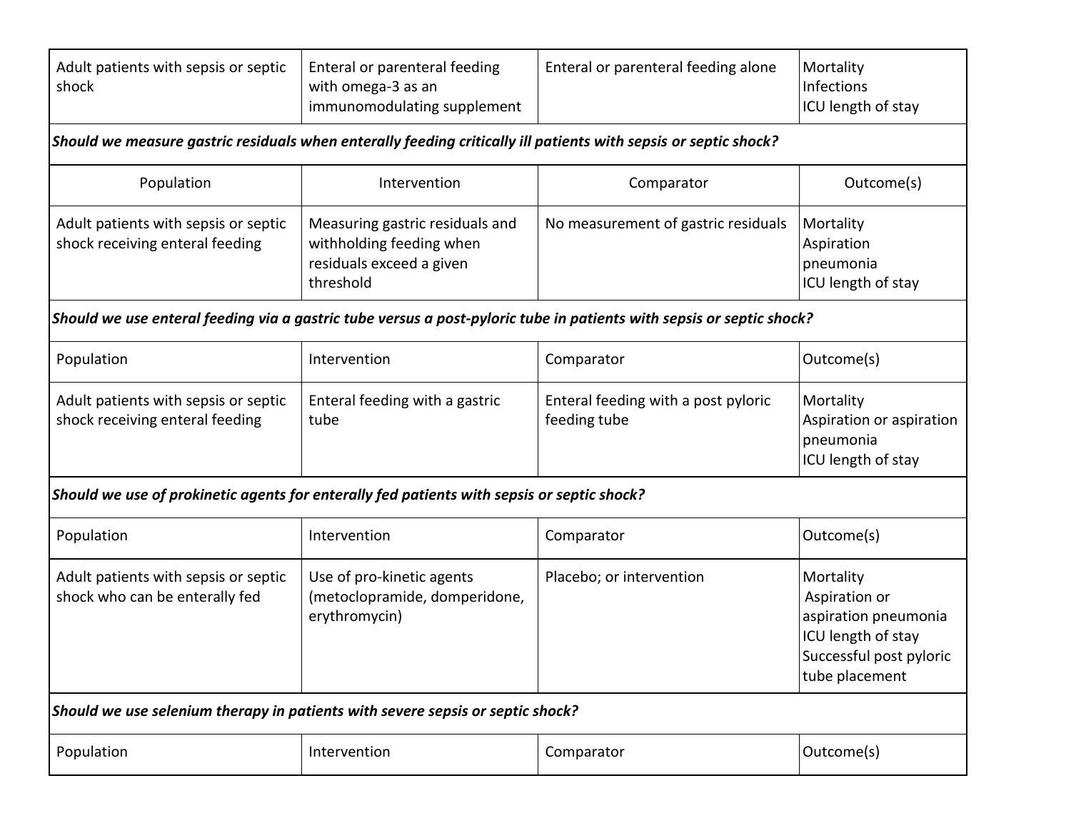| | | | |
|---|---|---|---|
| Adult patients with sepsis or septic shock | Enteral or parenteral feeding with omega-3 as an immunomodulating supplement | Enteral or parenteral feeding alone | Mortality<br>Infections<br>ICU length of stay |

***Should we measure gastric residuals when enterally feeding critically ill patients with sepsis or septic shock?***

| Population | Intervention | Comparator | Outcome(s) |
|---|---|---|---|
| Adult patients with sepsis or septic shock receiving enteral feeding | Measuring gastric residuals and withholding feeding when residuals exceed a given threshold | No measurement of gastric residuals | Mortality<br>Aspiration pneumonia<br>ICU length of stay |

***Should we use enteral feeding via a gastric tube versus a post-pyloric tube in patients with sepsis or septic shock?***

| Population | Intervention | Comparator | Outcome(s) |
|---|---|---|---|
| Adult patients with sepsis or septic shock receiving enteral feeding | Enteral feeding with a gastric tube | Enteral feeding with a post pyloric feeding tube | Mortality<br>Aspiration or aspiration pneumonia<br>ICU length of stay |

***Should we use of prokinetic agents for enterally fed patients with sepsis or septic shock?***

| Population | Intervention | Comparator | Outcome(s) |
|---|---|---|---|
| Adult patients with sepsis or septic shock who can be enterally fed | Use of pro-kinetic agents (metoclopramide, domperidone, erythromycin) | Placebo; or intervention | Mortality<br>Aspiration or aspiration pneumonia<br>ICU length of stay<br>Successful post pyloric tube placement |

***Should we use selenium therapy in patients with severe sepsis or septic shock?***

| Population | Intervention | Comparator | Outcome(s) |
|---|---|---|---|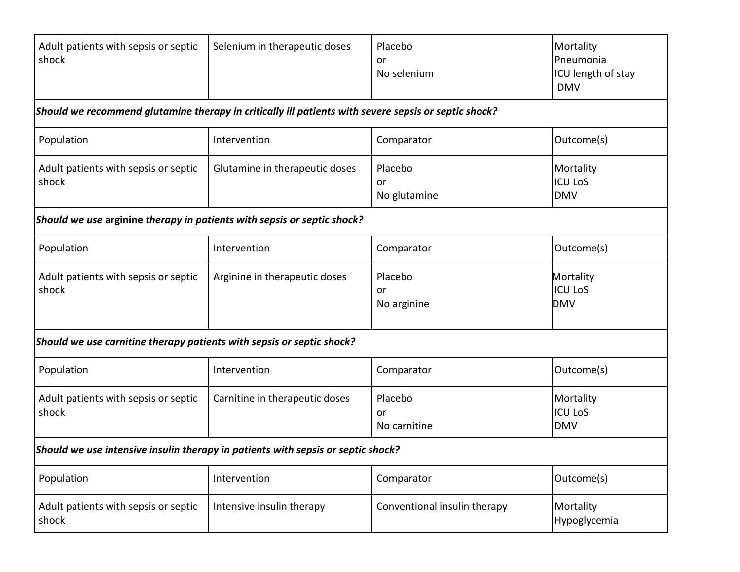| | | | |
|---|---|---|---|
| Adult patients with sepsis or septic shock | Selenium in therapeutic doses | Placebo<br>or<br>No selenium | Mortality<br>Pneumonia<br>ICU length of stay<br>DMV |

***Should we recommend glutamine therapy in critically ill patients with severe sepsis or septic shock?***

| Population | Intervention | Comparator | Outcome(s) |
|---|---|---|---|
| Adult patients with sepsis or septic shock | Glutamine in therapeutic doses | Placebo<br>or<br>No glutamine | Mortality<br>ICU LoS<br>DMV |

***Should we use* arginine *therapy in patients with sepsis or septic shock?***

| Population | Intervention | Comparator | Outcome(s) |
|---|---|---|---|
| Adult patients with sepsis or septic shock | Arginine in therapeutic doses | Placebo<br>or<br>No arginine | Mortality<br>ICU LoS<br>DMV |

***Should we use carnitine therapy patients with sepsis or septic shock?***

| Population | Intervention | Comparator | Outcome(s) |
|---|---|---|---|
| Adult patients with sepsis or septic shock | Carnitine in therapeutic doses | Placebo<br>or<br>No carnitine | Mortality<br>ICU LoS<br>DMV |

***Should we use intensive insulin therapy in patients with sepsis or septic shock?***

| Population | Intervention | Comparator | Outcome(s) |
|---|---|---|---|
| Adult patients with sepsis or septic shock | Intensive insulin therapy | Conventional insulin therapy | Mortality<br>Hypoglycemia |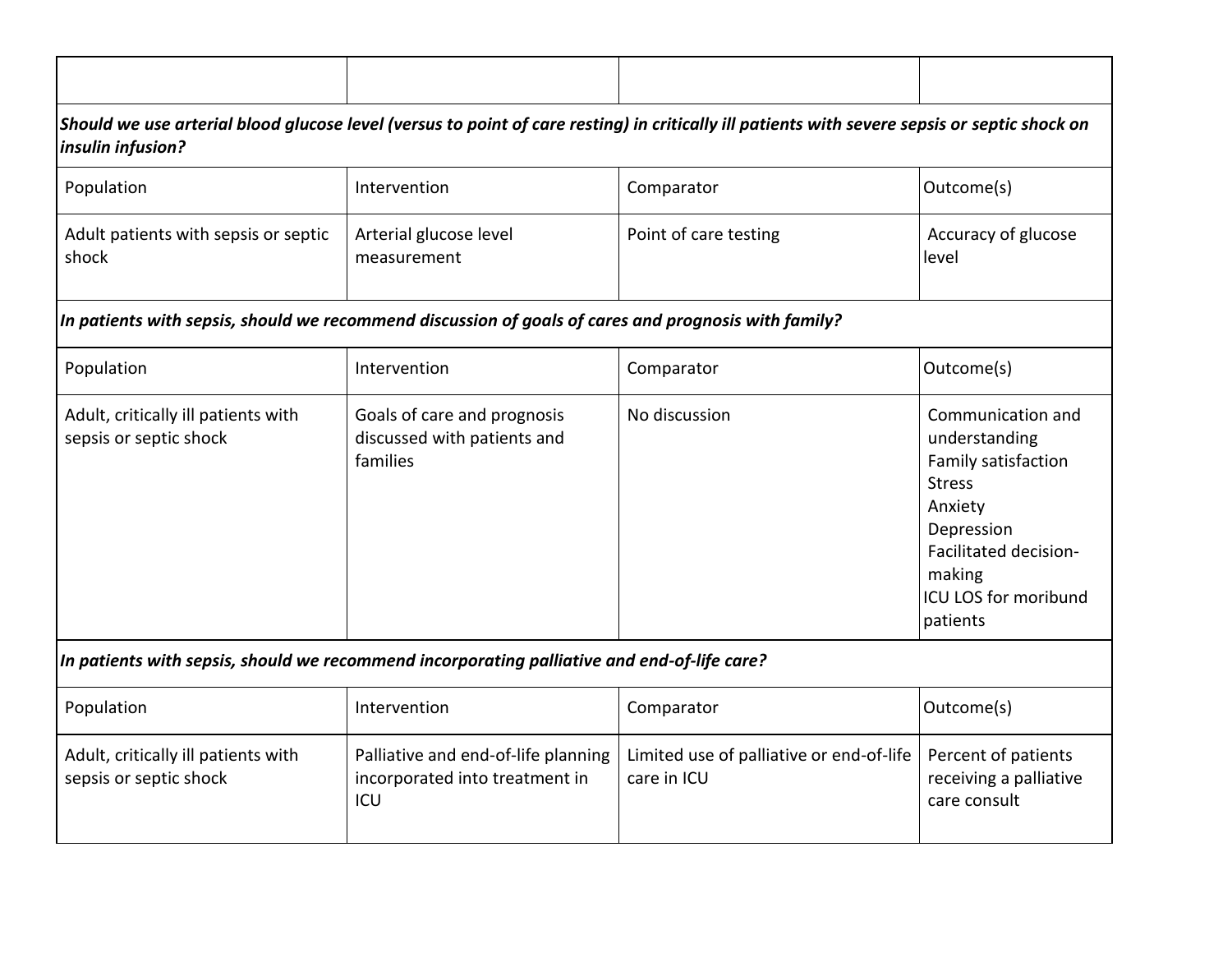| | | | |
|---|---|---|---|
| ***Should we use arterial blood glucose level (versus to point of care resting) in critically ill patients with severe sepsis or septic shock on insulin infusion?*** | | | |
| Population | Intervention | Comparator | Outcome(s) |
| Adult patients with sepsis or septic shock | Arterial glucose level measurement | Point of care testing | Accuracy of glucose level |
| ***In patients with sepsis, should we recommend discussion of goals of cares and prognosis with family?*** | | | |
| Population | Intervention | Comparator | Outcome(s) |
| Adult, critically ill patients with sepsis or septic shock | Goals of care and prognosis discussed with patients and families | No discussion | Communication and understanding<br>Family satisfaction<br>Stress<br>Anxiety<br>Depression<br>Facilitated decision-making<br>ICU LOS for moribund patients |
| ***In patients with sepsis, should we recommend incorporating palliative and end-of-life care?*** | | | |
| Population | Intervention | Comparator | Outcome(s) |
| Adult, critically ill patients with sepsis or septic shock | Palliative and end-of-life planning incorporated into treatment in ICU | Limited use of palliative or end-of-life care in ICU | Percent of patients receiving a palliative care consult |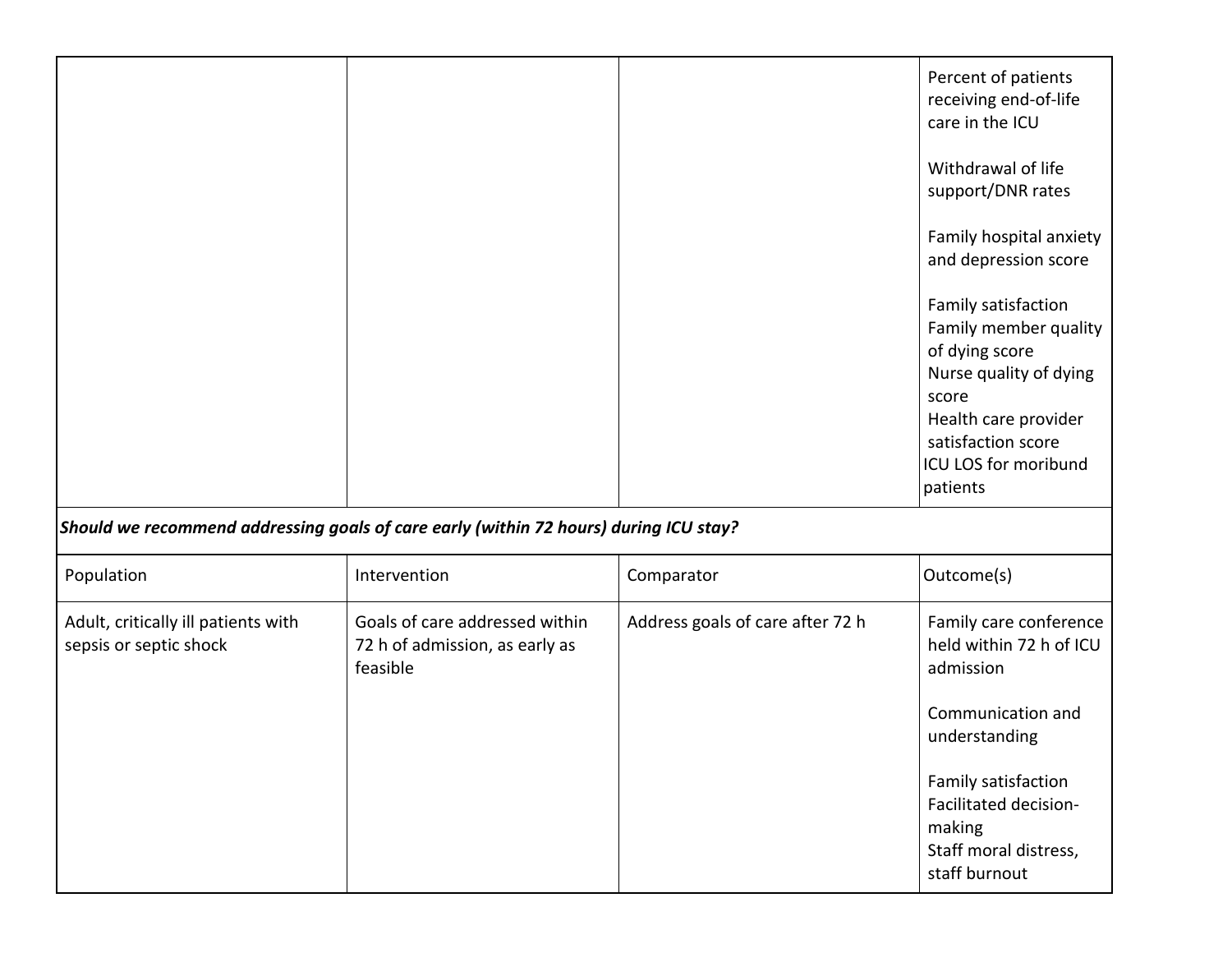| | | | |
|---|---|---|---|
| | | | Percent of patients receiving end-of-life care in the ICU<br><br>Withdrawal of life support/DNR rates<br><br>Family hospital anxiety and depression score<br><br>Family satisfaction<br>Family member quality of dying score<br>Nurse quality of dying score<br>Health care provider satisfaction score<br>ICU LOS for moribund patients |

***Should we recommend addressing goals of care early (within 72 hours) during ICU stay?***

| Population | Intervention | Comparator | Outcome(s) |
|---|---|---|---|
| Adult, critically ill patients with sepsis or septic shock | Goals of care addressed within 72 h of admission, as early as feasible | Address goals of care after 72 h | Family care conference held within 72 h of ICU admission<br><br>Communication and understanding<br><br>Family satisfaction<br>Facilitated decision-making<br>Staff moral distress, staff burnout |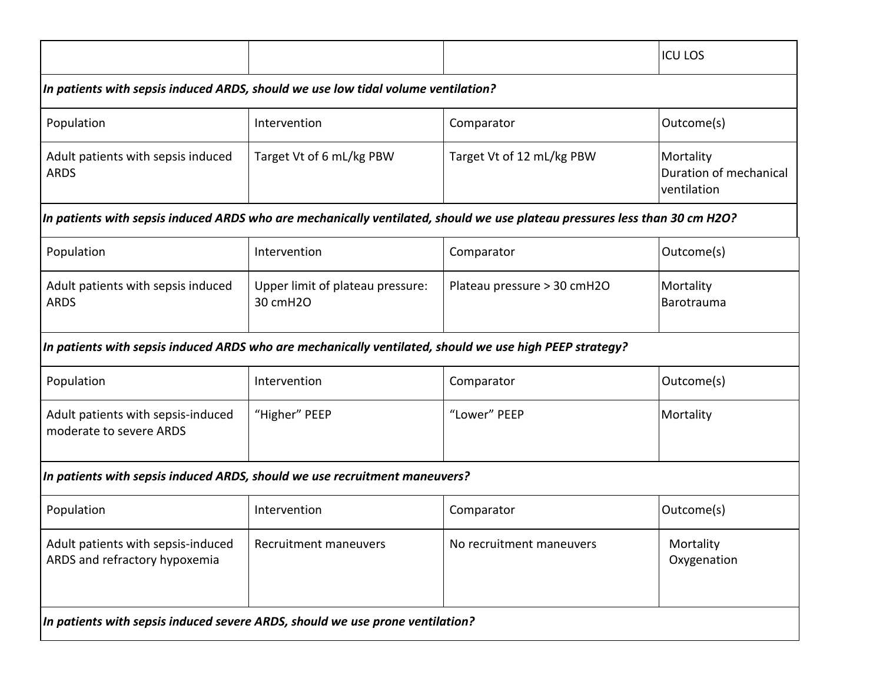| | | | |
|---|---|---|---|
| | | | ICU LOS |

***In patients with sepsis induced ARDS, should we use low tidal volume ventilation?***

| Population | Intervention | Comparator | Outcome(s) |
|---|---|---|---|
| Adult patients with sepsis induced ARDS | Target Vt of 6 mL/kg PBW | Target Vt of 12 mL/kg PBW | Mortality<br>Duration of mechanical ventilation |

***In patients with sepsis induced ARDS who are mechanically ventilated, should we use plateau pressures less than 30 cm H2O?***

| Population | Intervention | Comparator | Outcome(s) |
|---|---|---|---|
| Adult patients with sepsis induced ARDS | Upper limit of plateau pressure: 30 cmH2O | Plateau pressure > 30 cmH2O | Mortality<br>Barotrauma |

***In patients with sepsis induced ARDS who are mechanically ventilated, should we use high PEEP strategy?***

| Population | Intervention | Comparator | Outcome(s) |
|---|---|---|---|
| Adult patients with sepsis-induced moderate to severe ARDS | "Higher" PEEP | "Lower" PEEP | Mortality |

***In patients with sepsis induced ARDS, should we use recruitment maneuvers?***

| Population | Intervention | Comparator | Outcome(s) |
|---|---|---|---|
| Adult patients with sepsis-induced ARDS and refractory hypoxemia | Recruitment maneuvers | No recruitment maneuvers | Mortality<br>Oxygenation |

***In patients with sepsis induced severe ARDS, should we use prone ventilation?***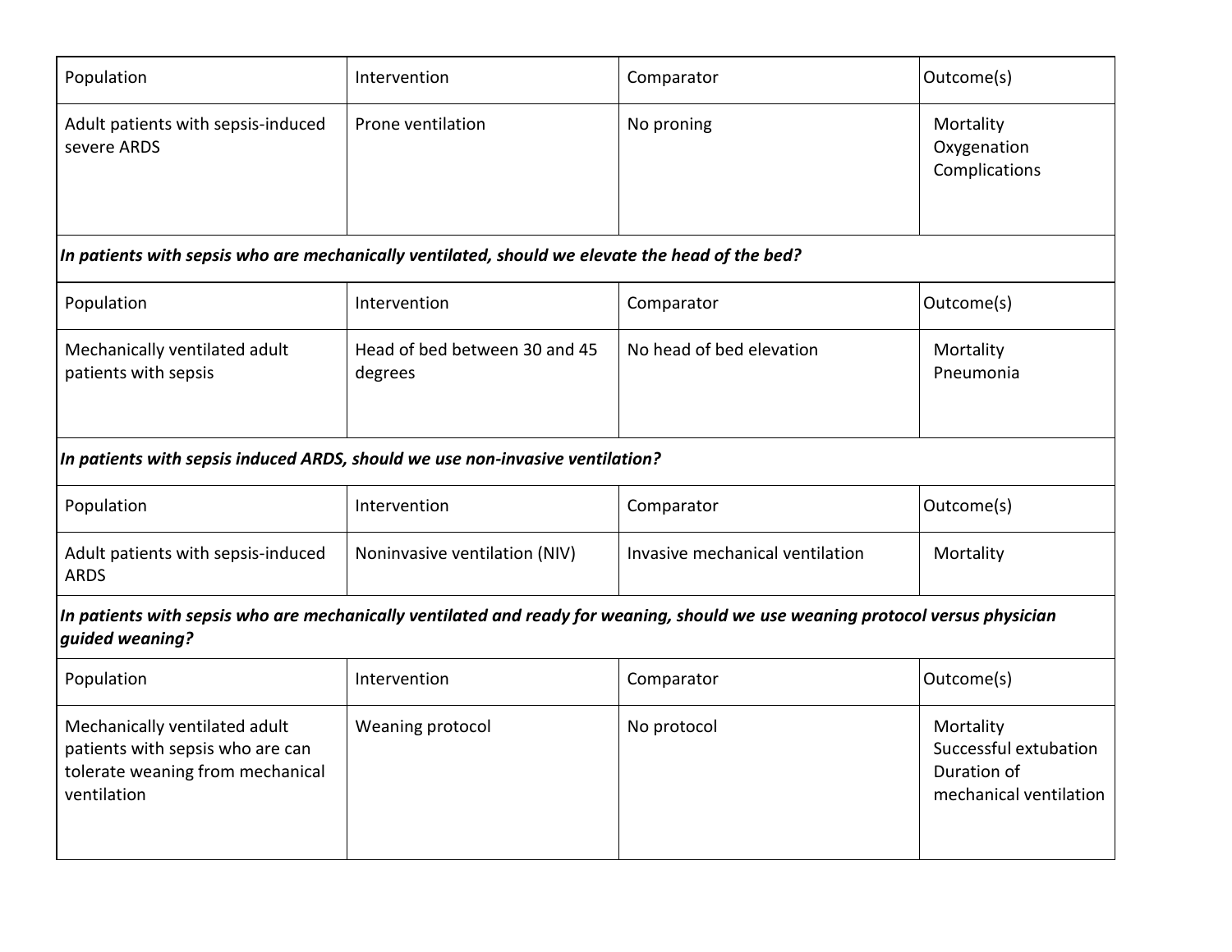| Population | Intervention | Comparator | Outcome(s) |
|---|---|---|---|
| Adult patients with sepsis-induced severe ARDS | Prone ventilation | No proning | Mortality<br>Oxygenation<br>Complications |

***In patients with sepsis who are mechanically ventilated, should we elevate the head of the bed?***

| Population | Intervention | Comparator | Outcome(s) |
|---|---|---|---|
| Mechanically ventilated adult patients with sepsis | Head of bed between 30 and 45 degrees | No head of bed elevation | Mortality<br>Pneumonia |

***In patients with sepsis induced ARDS, should we use non-invasive ventilation?***

| Population | Intervention | Comparator | Outcome(s) |
|---|---|---|---|
| Adult patients with sepsis-induced ARDS | Noninvasive ventilation (NIV) | Invasive mechanical ventilation | Mortality |

***In patients with sepsis who are mechanically ventilated and ready for weaning, should we use weaning protocol versus physician guided weaning?***

| Population | Intervention | Comparator | Outcome(s) |
|---|---|---|---|
| Mechanically ventilated adult patients with sepsis who are can tolerate weaning from mechanical ventilation | Weaning protocol | No protocol | Mortality<br>Successful extubation<br>Duration of mechanical ventilation |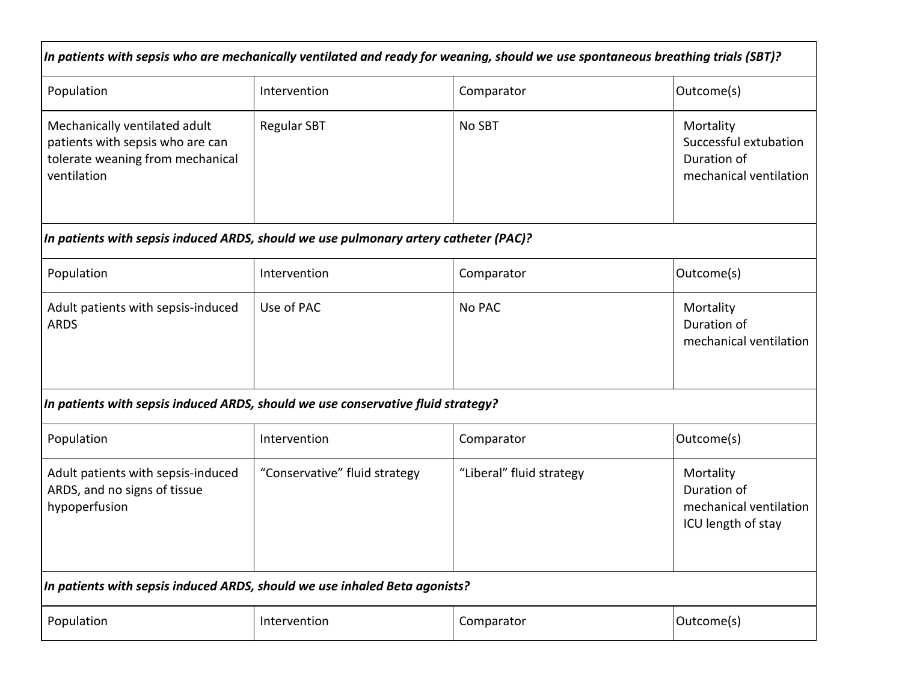*In patients with sepsis who are mechanically ventilated and ready for weaning, should we use spontaneous breathing trials (SBT)?*

| Population | Intervention | Comparator | Outcome(s) |
|---|---|---|---|
| Mechanically ventilated adult patients with sepsis who are can tolerate weaning from mechanical ventilation | Regular SBT | No SBT | Mortality<br>Successful extubation<br>Duration of mechanical ventilation |

*In patients with sepsis induced ARDS, should we use pulmonary artery catheter (PAC)?*

| Population | Intervention | Comparator | Outcome(s) |
|---|---|---|---|
| Adult patients with sepsis-induced ARDS | Use of PAC | No PAC | Mortality<br>Duration of mechanical ventilation |

*In patients with sepsis induced ARDS, should we use conservative fluid strategy?*

| Population | Intervention | Comparator | Outcome(s) |
|---|---|---|---|
| Adult patients with sepsis-induced ARDS, and no signs of tissue hypoperfusion | "Conservative" fluid strategy | "Liberal" fluid strategy | Mortality<br>Duration of mechanical ventilation<br>ICU length of stay |

*In patients with sepsis induced ARDS, should we use inhaled Beta agonists?*

| Population | Intervention | Comparator | Outcome(s) |
|---|---|---|---|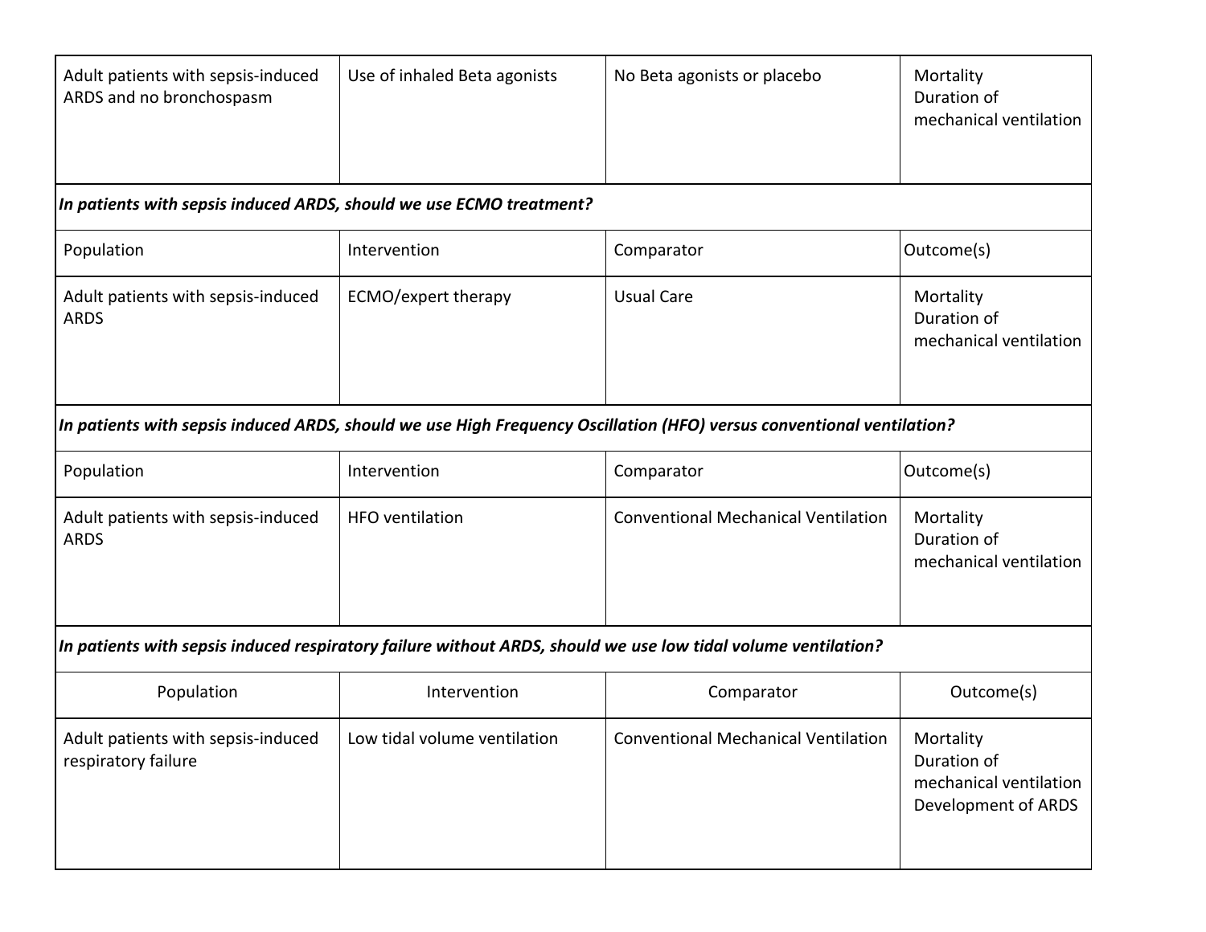| | | | |
|---|---|---|---|
| Adult patients with sepsis-induced ARDS and no bronchospasm | Use of inhaled Beta agonists | No Beta agonists or placebo | Mortality<br>Duration of mechanical ventilation |

***In patients with sepsis induced ARDS, should we use ECMO treatment?***

| Population | Intervention | Comparator | Outcome(s) |
|---|---|---|---|
| Adult patients with sepsis-induced ARDS | ECMO/expert therapy | Usual Care | Mortality<br>Duration of mechanical ventilation |

***In patients with sepsis induced ARDS, should we use High Frequency Oscillation (HFO) versus conventional ventilation?***

| Population | Intervention | Comparator | Outcome(s) |
|---|---|---|---|
| Adult patients with sepsis-induced ARDS | HFO ventilation | Conventional Mechanical Ventilation | Mortality<br>Duration of mechanical ventilation |

***In patients with sepsis induced respiratory failure without ARDS, should we use low tidal volume ventilation?***

| Population | Intervention | Comparator | Outcome(s) |
|---|---|---|---|
| Adult patients with sepsis-induced respiratory failure | Low tidal volume ventilation | Conventional Mechanical Ventilation | Mortality<br>Duration of mechanical ventilation<br>Development of ARDS |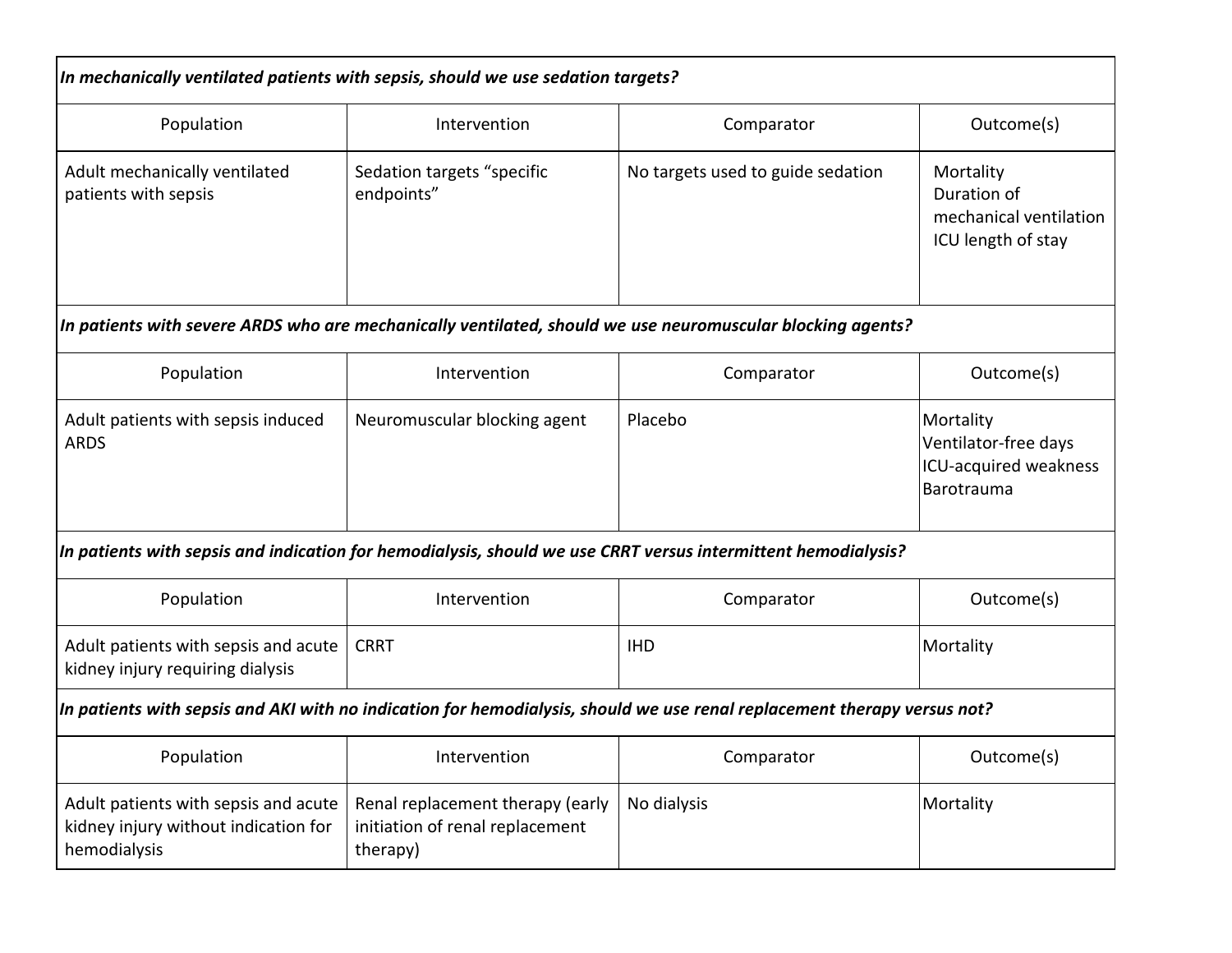***In mechanically ventilated patients with sepsis, should we use sedation targets?***

| Population | Intervention | Comparator | Outcome(s) |
|---|---|---|---|
| Adult mechanically ventilated patients with sepsis | Sedation targets “specific endpoints” | No targets used to guide sedation | Mortality<br>Duration of mechanical ventilation<br>ICU length of stay |

***In patients with severe ARDS who are mechanically ventilated, should we use neuromuscular blocking agents?***

| Population | Intervention | Comparator | Outcome(s) |
|---|---|---|---|
| Adult patients with sepsis induced ARDS | Neuromuscular blocking agent | Placebo | Mortality<br>Ventilator-free days<br>ICU-acquired weakness<br>Barotrauma |

***In patients with sepsis and indication for hemodialysis, should we use CRRT versus intermittent hemodialysis?***

| Population | Intervention | Comparator | Outcome(s) |
|---|---|---|---|
| Adult patients with sepsis and acute kidney injury requiring dialysis | CRRT | IHD | Mortality |

***In patients with sepsis and AKI with no indication for hemodialysis, should we use renal replacement therapy versus not?***

| Population | Intervention | Comparator | Outcome(s) |
|---|---|---|---|
| Adult patients with sepsis and acute kidney injury without indication for hemodialysis | Renal replacement therapy (early initiation of renal replacement therapy) | No dialysis | Mortality |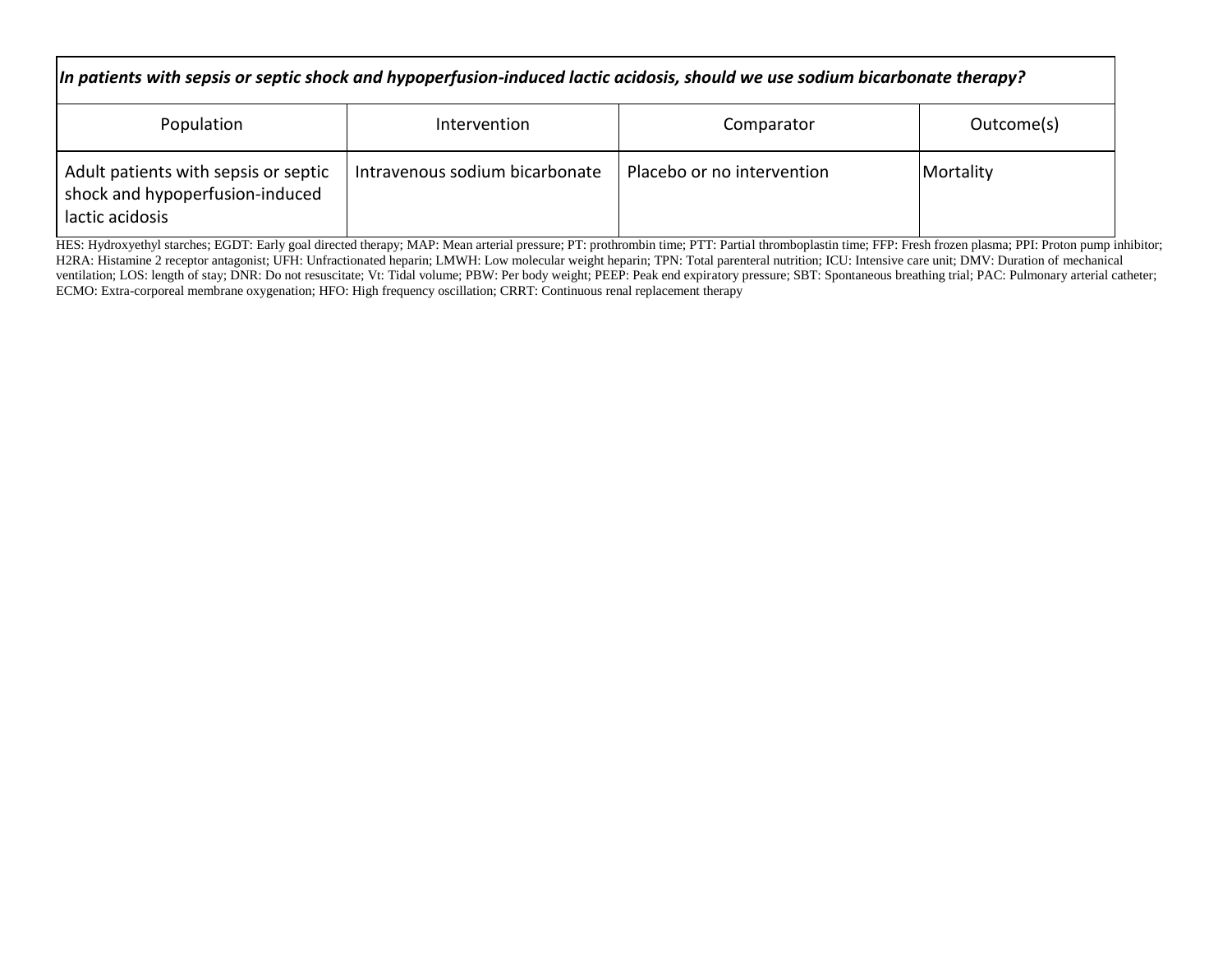| *In patients with sepsis or septic shock and hypoperfusion-induced lactic acidosis, should we use sodium bicarbonate therapy?* | | | |
|---|---|---|---|
| Population | Intervention | Comparator | Outcome(s) |
| Adult patients with sepsis or septic shock and hypoperfusion-induced lactic acidosis | Intravenous sodium bicarbonate | Placebo or no intervention | Mortality |

HES: Hydroxyethyl starches; EGDT: Early goal directed therapy; MAP: Mean arterial pressure; PT: prothrombin time; PTT: Partial thromboplastin time; FFP: Fresh frozen plasma; PPI: Proton pump inhibitor; H2RA: Histamine 2 receptor antagonist; UFH: Unfractionated heparin; LMWH: Low molecular weight heparin; TPN: Total parenteral nutrition; ICU: Intensive care unit; DMV: Duration of mechanical ventilation; LOS: length of stay; DNR: Do not resuscitate; Vt: Tidal volume; PBW: Per body weight; PEEP: Peak end expiratory pressure; SBT: Spontaneous breathing trial; PAC: Pulmonary arterial catheter; ECMO: Extra-corporeal membrane oxygenation; HFO: High frequency oscillation; CRRT: Continuous renal replacement therapy